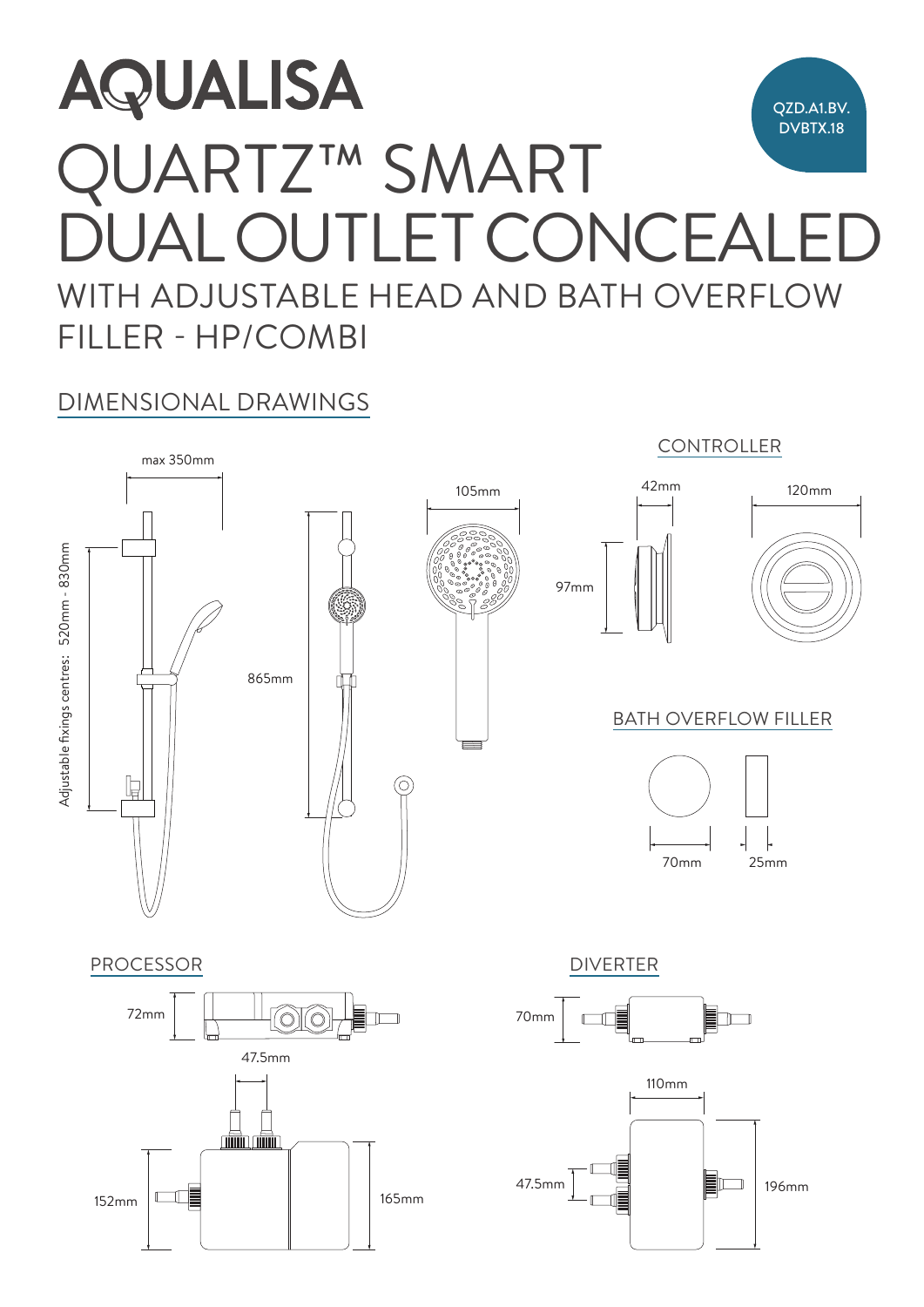# AQUALISA

QZD.A1.BV.
DVBTX.18

# QUARTZ™ SMART DUAL OUTLET CONCEALED

## WITH ADJUSTABLE HEAD AND BATH OVERFLOW FILLER - HP/COMBI

## DIMENSIONAL DRAWINGS

max 350mm

Adjustable fixings centres: 520mm - 830mm

865mm

105mm

### CONTROLLER

42mm

120mm

97mm

### BATH OVERFLOW FILLER

70mm

25mm

### PROCESSOR

72mm

47.5mm

152mm

165mm

### DIVERTER

70mm

110mm

47.5mm

196mm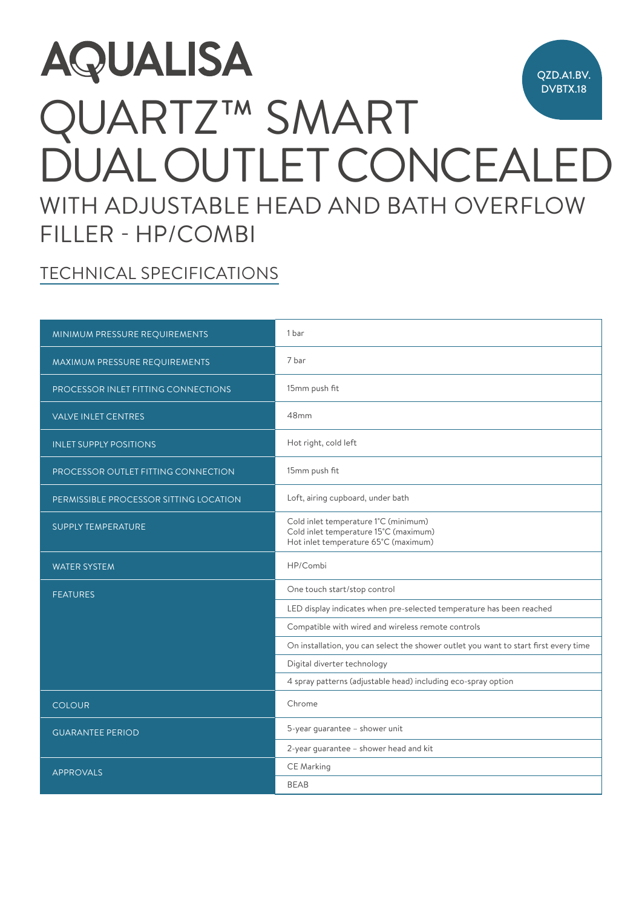# AQUALISA

QZD.A1.BV.
DVBTX.18

# QUARTZ™ SMART DUAL OUTLET CONCEALED

## WITH ADJUSTABLE HEAD AND BATH OVERFLOW FILLER - HP/COMBI

## TECHNICAL SPECIFICATIONS

| | |
|---|---|
| MINIMUM PRESSURE REQUIREMENTS | 1 bar |
| MAXIMUM PRESSURE REQUIREMENTS | 7 bar |
| PROCESSOR INLET FITTING CONNECTIONS | 15mm push fit |
| VALVE INLET CENTRES | 48mm |
| INLET SUPPLY POSITIONS | Hot right, cold left |
| PROCESSOR OUTLET FITTING CONNECTION | 15mm push fit |
| PERMISSIBLE PROCESSOR SITTING LOCATION | Loft, airing cupboard, under bath |
| SUPPLY TEMPERATURE | Cold inlet temperature 1°C (minimum)<br>Cold inlet temperature 15°C (maximum)<br>Hot inlet temperature 65°C (maximum) |
| WATER SYSTEM | HP/Combi |
| FEATURES | One touch start/stop control |
| | LED display indicates when pre-selected temperature has been reached |
| | Compatible with wired and wireless remote controls |
| | On installation, you can select the shower outlet you want to start first every time |
| | Digital diverter technology |
| | 4 spray patterns (adjustable head) including eco-spray option |
| COLOUR | Chrome |
| GUARANTEE PERIOD | 5-year guarantee – shower unit |
| | 2-year guarantee – shower head and kit |
| APPROVALS | CE Marking |
| | BEAB |